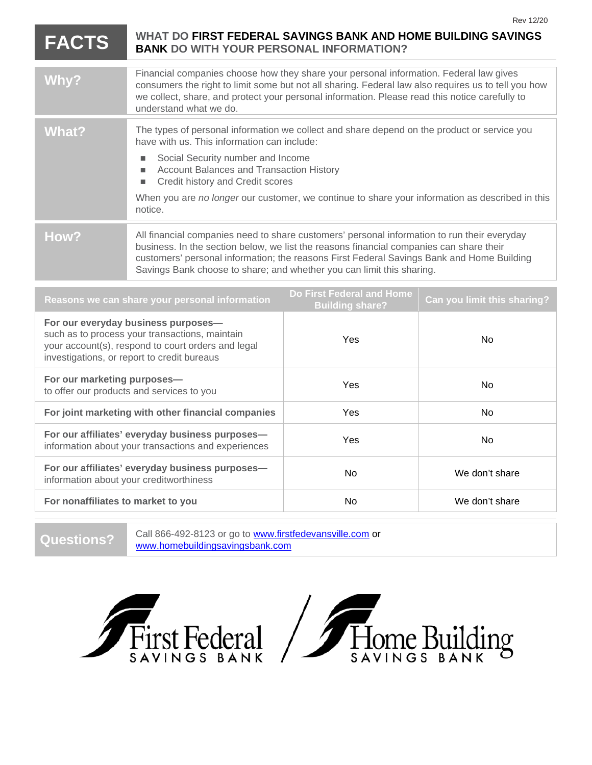Rev 12/20

# FACTS

## WHAT DO FIRST FEDERAL SAVINGS BANK AND HOME BUILDING SAVINGS BANK DO WITH YOUR PERSONAL INFORMATION?

| | |
|---|---|
| **Why?** | Financial companies choose how they share your personal information. Federal law gives consumers the right to limit some but not all sharing. Federal law also requires us to tell you how we collect, share, and protect your personal information. Please read this notice carefully to understand what we do. |
| **What?** | The types of personal information we collect and share depend on the product or service you have with us. This information can include:<br>■ Social Security number and Income<br>■ Account Balances and Transaction History<br>■ Credit history and Credit scores<br><br>When you are *no longer* our customer, we continue to share your information as described in this notice. |
| **How?** | All financial companies need to share customers' personal information to run their everyday business. In the section below, we list the reasons financial companies can share their customers' personal information; the reasons First Federal Savings Bank and Home Building Savings Bank choose to share; and whether you can limit this sharing. |

| Reasons we can share your personal information | Do First Federal and Home Building share? | Can you limit this sharing? |
|---|---|---|
| **For our everyday business purposes—** such as to process your transactions, maintain your account(s), respond to court orders and legal investigations, or report to credit bureaus | Yes | No |
| **For our marketing purposes—** to offer our products and services to you | Yes | No |
| **For joint marketing with other financial companies** | Yes | No |
| **For our affiliates' everyday business purposes—** information about your transactions and experiences | Yes | No |
| **For our affiliates' everyday business purposes—** information about your creditworthiness | No | We don't share |
| **For nonaffiliates to market to you** | No | We don't share |

| | |
|---|---|
| **Questions?** | Call 866-492-8123 or go to www.firstfedevansville.com or www.homebuildingsavingsbank.com |

First Federal SAVINGS BANK / Home Building SAVINGS BANK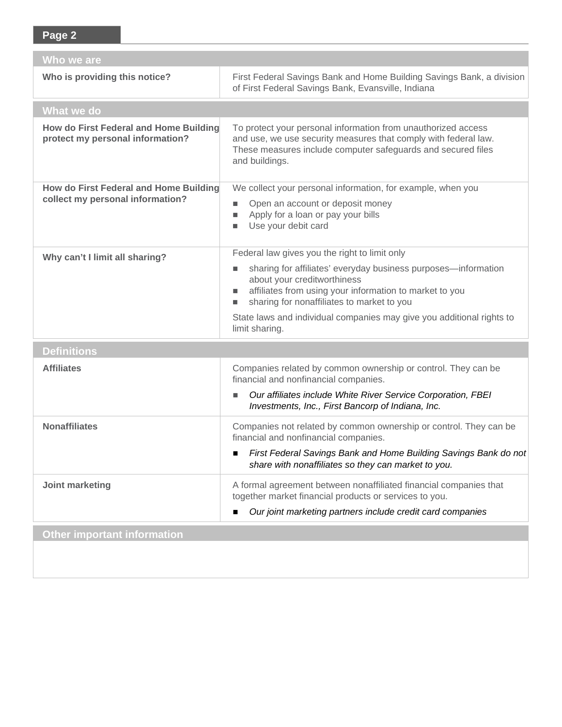| Who we are | |
|---|---|
| **Who is providing this notice?** | First Federal Savings Bank and Home Building Savings Bank, a division of First Federal Savings Bank, Evansville, Indiana |

| What we do | |
|---|---|
| **How do First Federal and Home Building protect my personal information?** | To protect your personal information from unauthorized access and use, we use security measures that comply with federal law. These measures include computer safeguards and secured files and buildings. |
| **How do First Federal and Home Building collect my personal information?** | We collect your personal information, for example, when you<br>■ Open an account or deposit money<br>■ Apply for a loan or pay your bills<br>■ Use your debit card |
| **Why can't I limit all sharing?** | Federal law gives you the right to limit only<br>■ sharing for affiliates' everyday business purposes—information about your creditworthiness<br>■ affiliates from using your information to market to you<br>■ sharing for nonaffiliates to market to you<br>State laws and individual companies may give you additional rights to limit sharing. |

| Definitions | |
|---|---|
| **Affiliates** | Companies related by common ownership or control. They can be financial and nonfinancial companies.<br>■ *Our affiliates include White River Service Corporation, FBEI Investments, Inc., First Bancorp of Indiana, Inc.* |
| **Nonaffiliates** | Companies not related by common ownership or control. They can be financial and nonfinancial companies.<br>■ *First Federal Savings Bank and Home Building Savings Bank do not share with nonaffiliates so they can market to you.* |
| **Joint marketing** | A formal agreement between nonaffiliated financial companies that together market financial products or services to you.<br>■ *Our joint marketing partners include credit card companies* |

## Other important information